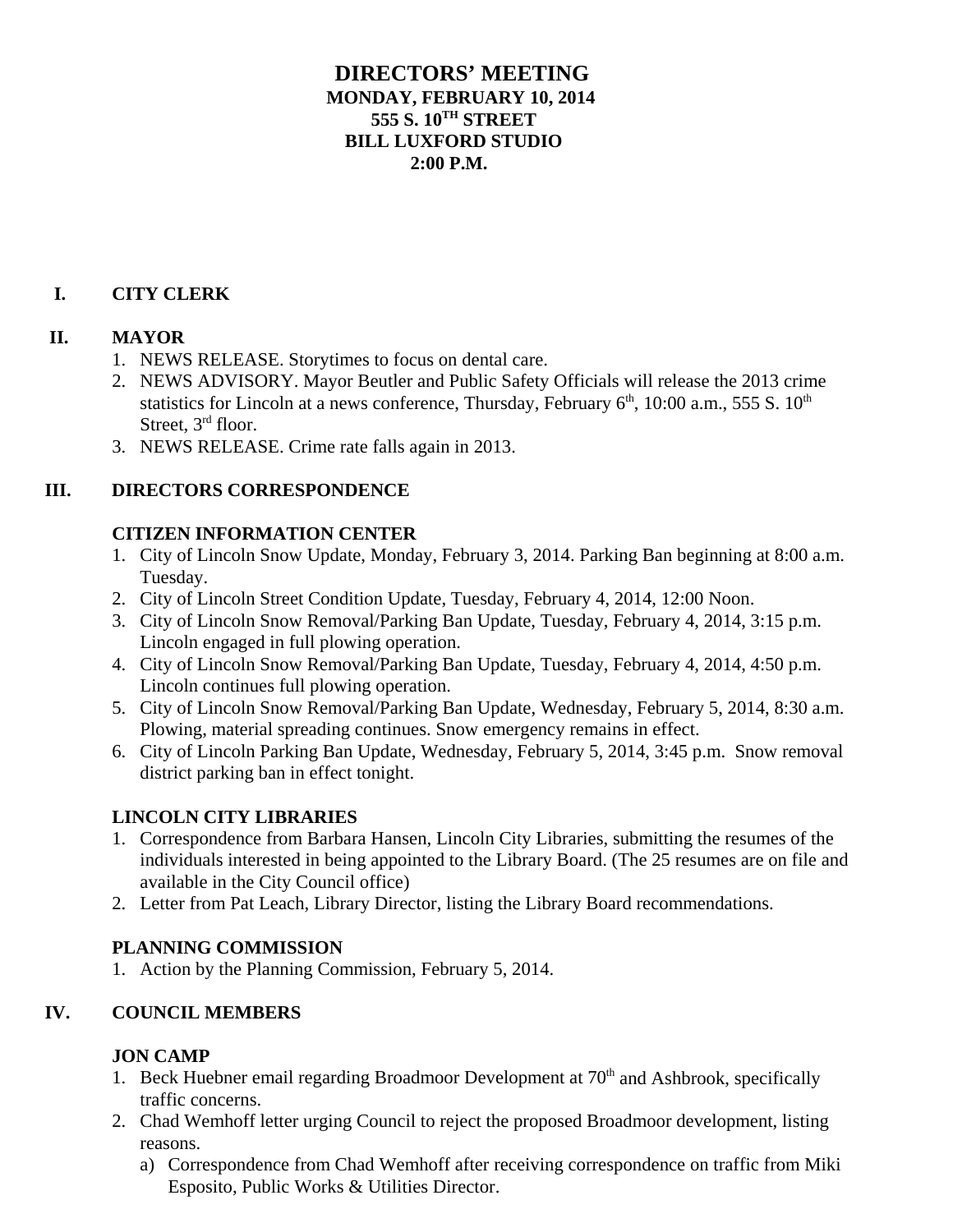# DIRECTORS' MEETING
## MONDAY, FEBRUARY 10, 2014
## 555 S. 10TH STREET
## BILL LUXFORD STUDIO
## 2:00 P.M.

## I. CITY CLERK

## II. MAYOR

1. NEWS RELEASE. Storytimes to focus on dental care.
2. NEWS ADVISORY. Mayor Beutler and Public Safety Officials will release the 2013 crime statistics for Lincoln at a news conference, Thursday, February 6th, 10:00 a.m., 555 S. 10th Street, 3rd floor.
3. NEWS RELEASE. Crime rate falls again in 2013.

## III. DIRECTORS CORRESPONDENCE

### CITIZEN INFORMATION CENTER

1. City of Lincoln Snow Update, Monday, February 3, 2014. Parking Ban beginning at 8:00 a.m. Tuesday.
2. City of Lincoln Street Condition Update, Tuesday, February 4, 2014, 12:00 Noon.
3. City of Lincoln Snow Removal/Parking Ban Update, Tuesday, February 4, 2014, 3:15 p.m. Lincoln engaged in full plowing operation.
4. City of Lincoln Snow Removal/Parking Ban Update, Tuesday, February 4, 2014, 4:50 p.m. Lincoln continues full plowing operation.
5. City of Lincoln Snow Removal/Parking Ban Update, Wednesday, February 5, 2014, 8:30 a.m. Plowing, material spreading continues. Snow emergency remains in effect.
6. City of Lincoln Parking Ban Update, Wednesday, February 5, 2014, 3:45 p.m. Snow removal district parking ban in effect tonight.

### LINCOLN CITY LIBRARIES

1. Correspondence from Barbara Hansen, Lincoln City Libraries, submitting the resumes of the individuals interested in being appointed to the Library Board. (The 25 resumes are on file and available in the City Council office)
2. Letter from Pat Leach, Library Director, listing the Library Board recommendations.

### PLANNING COMMISSION

1. Action by the Planning Commission, February 5, 2014.

## IV. COUNCIL MEMBERS

### JON CAMP

1. Beck Huebner email regarding Broadmoor Development at 70th and Ashbrook, specifically traffic concerns.
2. Chad Wemhoff letter urging Council to reject the proposed Broadmoor development, listing reasons.
   a) Correspondence from Chad Wemhoff after receiving correspondence on traffic from Miki Esposito, Public Works & Utilities Director.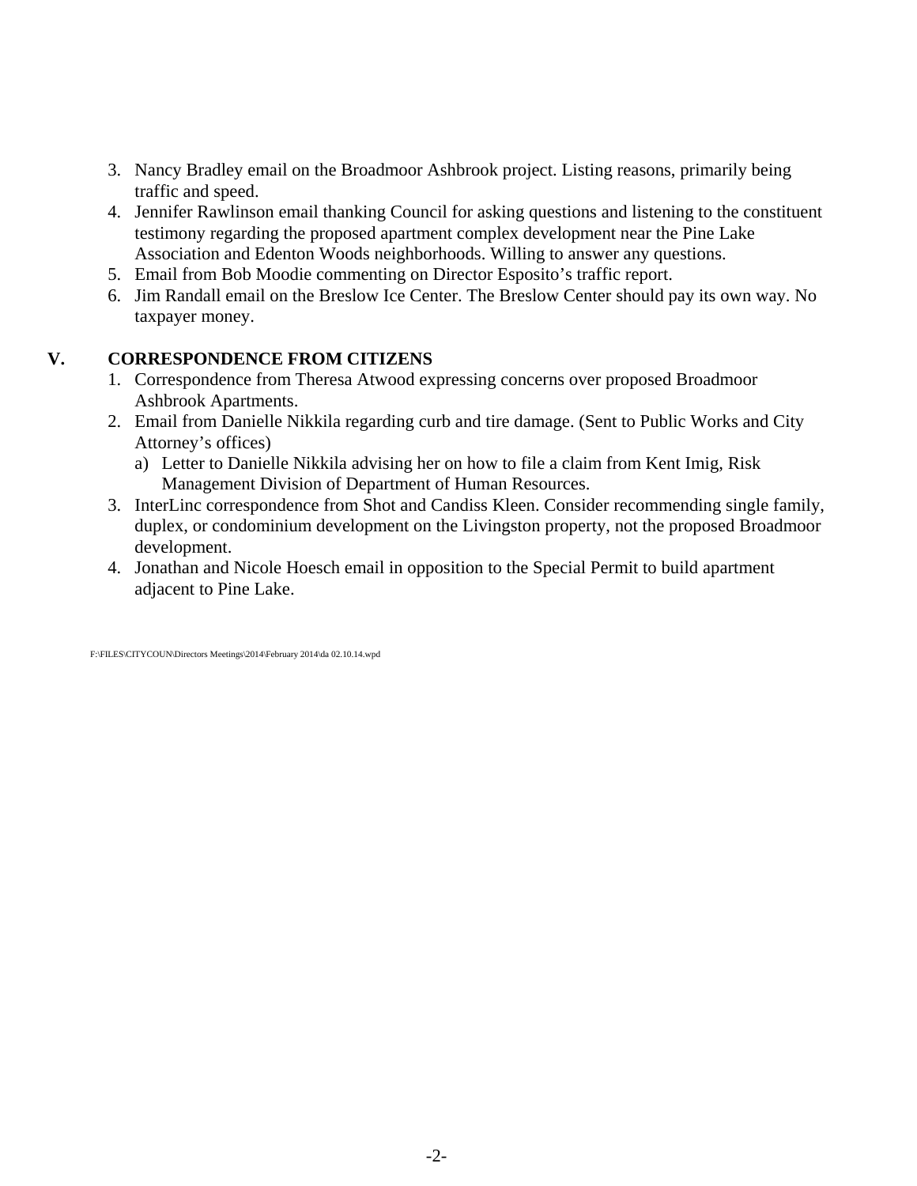3. Nancy Bradley email on the Broadmoor Ashbrook project. Listing reasons, primarily being traffic and speed.
4. Jennifer Rawlinson email thanking Council for asking questions and listening to the constituent testimony regarding the proposed apartment complex development near the Pine Lake Association and Edenton Woods neighborhoods. Willing to answer any questions.
5. Email from Bob Moodie commenting on Director Esposito's traffic report.
6. Jim Randall email on the Breslow Ice Center. The Breslow Center should pay its own way. No taxpayer money.

## V. CORRESPONDENCE FROM CITIZENS

1. Correspondence from Theresa Atwood expressing concerns over proposed Broadmoor Ashbrook Apartments.
2. Email from Danielle Nikkila regarding curb and tire damage. (Sent to Public Works and City Attorney's offices)
   a) Letter to Danielle Nikkila advising her on how to file a claim from Kent Imig, Risk Management Division of Department of Human Resources.
3. InterLinc correspondence from Shot and Candiss Kleen. Consider recommending single family, duplex, or condominium development on the Livingston property, not the proposed Broadmoor development.
4. Jonathan and Nicole Hoesch email in opposition to the Special Permit to build apartment adjacent to Pine Lake.

F:\FILES\CITYCOUN\Directors Meetings\2014\February 2014\da 02.10.14.wpd